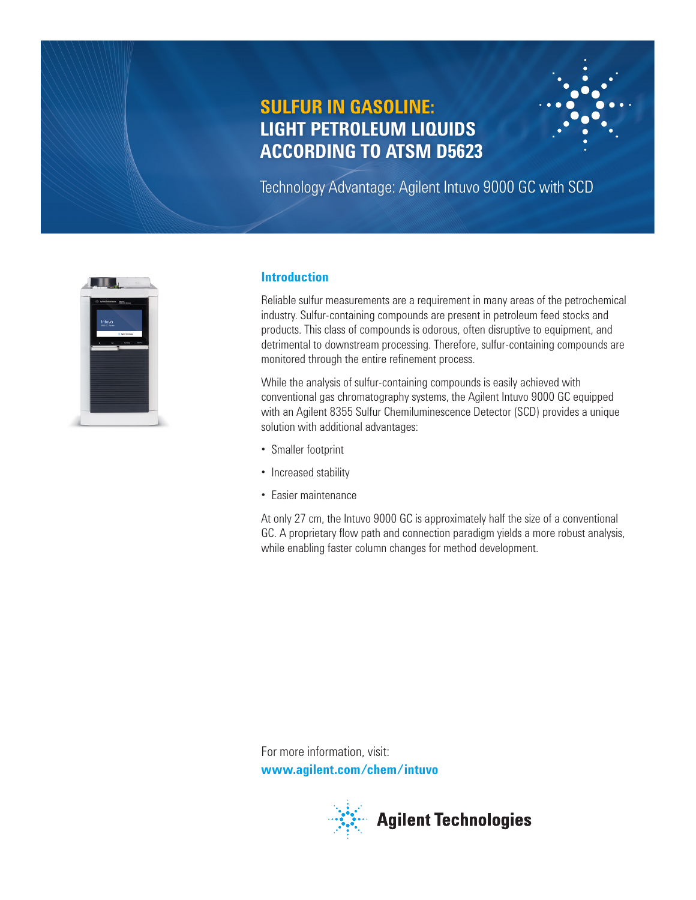# SULFUR IN GASOLINE: LIGHT PETROLEUM LIQUIDS ACCORDING TO ATSM D5623

Technology Advantage: Agilent Intuvo 9000 GC with SCD

## Introduction

Reliable sulfur measurements are a requirement in many areas of the petrochemical industry. Sulfur-containing compounds are present in petroleum feed stocks and products. This class of compounds is odorous, often disruptive to equipment, and detrimental to downstream processing. Therefore, sulfur-containing compounds are monitored through the entire refinement process.

While the analysis of sulfur-containing compounds is easily achieved with conventional gas chromatography systems, the Agilent Intuvo 9000 GC equipped with an Agilent 8355 Sulfur Chemiluminescence Detector (SCD) provides a unique solution with additional advantages:

- Smaller footprint
- Increased stability
- Easier maintenance

At only 27 cm, the Intuvo 9000 GC is approximately half the size of a conventional GC. A proprietary flow path and connection paradigm yields a more robust analysis, while enabling faster column changes for method development.

For more information, visit:
**www.agilent.com/chem/intuvo**

Agilent Technologies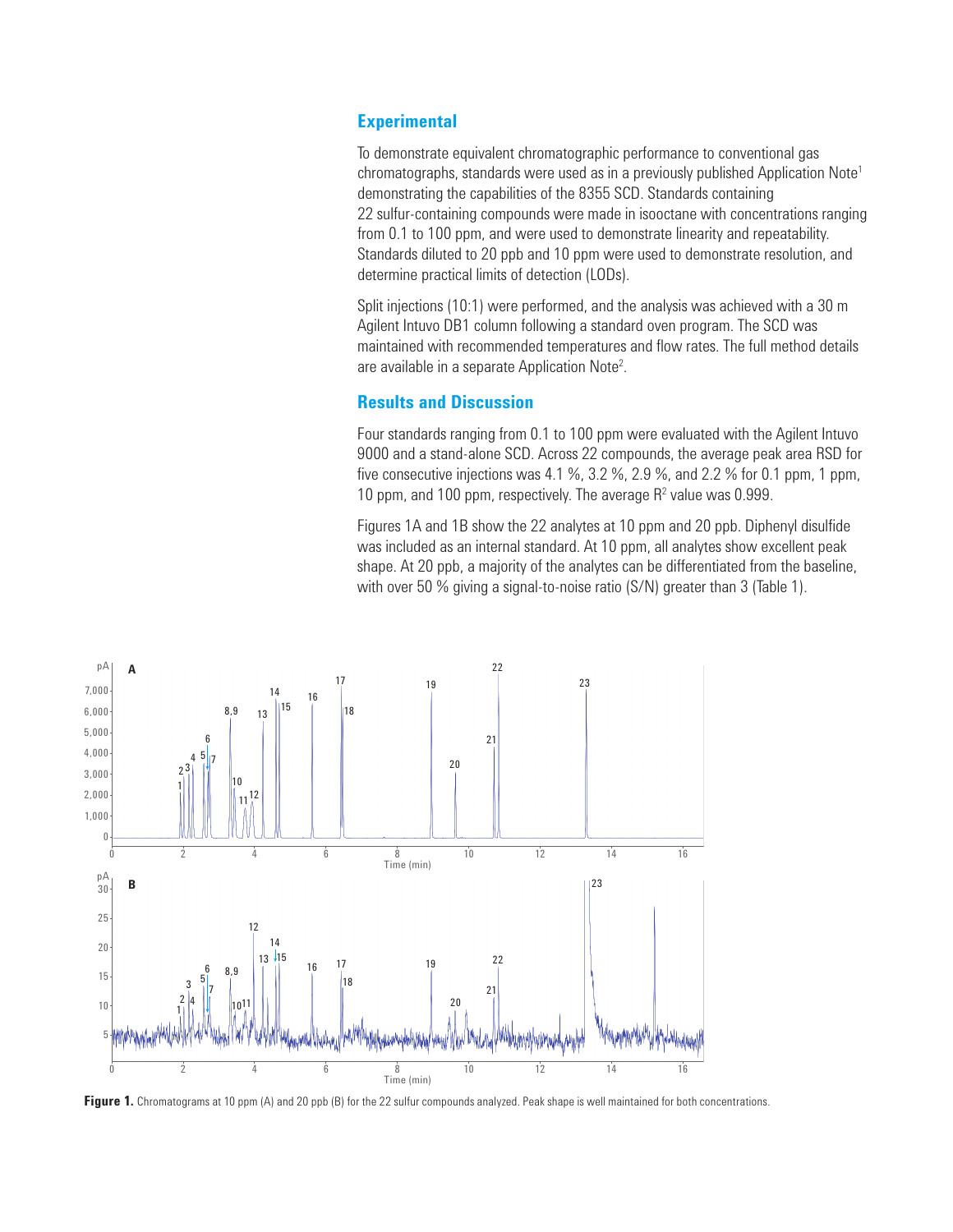## Experimental

To demonstrate equivalent chromatographic performance to conventional gas chromatographs, standards were used as in a previously published Application Note[1] demonstrating the capabilities of the 8355 SCD. Standards containing 22 sulfur-containing compounds were made in isooctane with concentrations ranging from 0.1 to 100 ppm, and were used to demonstrate linearity and repeatability. Standards diluted to 20 ppb and 10 ppm were used to demonstrate resolution, and determine practical limits of detection (LODs).

Split injections (10:1) were performed, and the analysis was achieved with a 30 m Agilent Intuvo DB1 column following a standard oven program. The SCD was maintained with recommended temperatures and flow rates. The full method details are available in a separate Application Note[2].

## Results and Discussion

Four standards ranging from 0.1 to 100 ppm were evaluated with the Agilent Intuvo 9000 and a stand-alone SCD. Across 22 compounds, the average peak area RSD for five consecutive injections was 4.1 %, 3.2 %, 2.9 %, and 2.2 % for 0.1 ppm, 1 ppm, 10 ppm, and 100 ppm, respectively. The average $R^2$ value was 0.999.

Figures 1A and 1B show the 22 analytes at 10 ppm and 20 ppb. Diphenyl disulfide was included as an internal standard. At 10 ppm, all analytes show excellent peak shape. At 20 ppb, a majority of the analytes can be differentiated from the baseline, with over 50 % giving a signal-to-noise ratio (S/N) greater than 3 (Table 1).

**Figure 1.** Chromatograms at 10 ppm (A) and 20 ppb (B) for the 22 sulfur compounds analyzed. Peak shape is well maintained for both concentrations.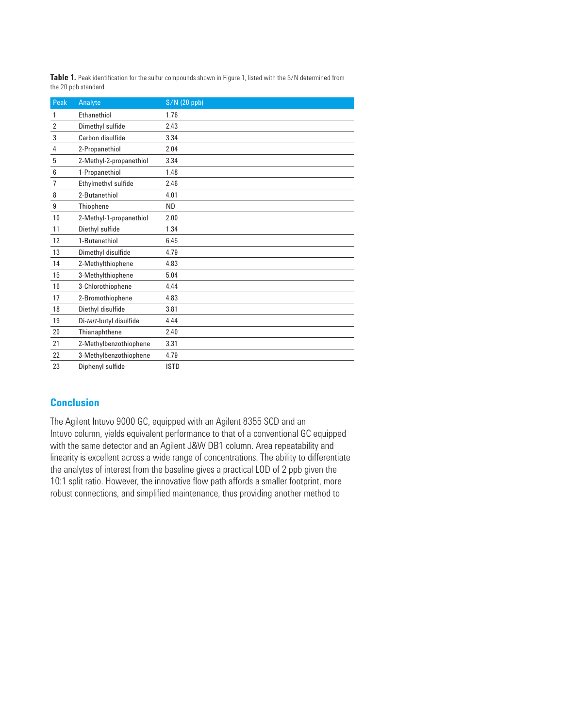**Table 1.** Peak identification for the sulfur compounds shown in Figure 1, listed with the S/N determined from the 20 ppb standard.

| Peak | Analyte | S/N (20 ppb) |
|---|---|---|
| 1 | Ethanethiol | 1.76 |
| 2 | Dimethyl sulfide | 2.43 |
| 3 | Carbon disulfide | 3.34 |
| 4 | 2-Propanethiol | 2.04 |
| 5 | 2-Methyl-2-propanethiol | 3.34 |
| 6 | 1-Propanethiol | 1.48 |
| 7 | Ethylmethyl sulfide | 2.46 |
| 8 | 2-Butanethiol | 4.01 |
| 9 | Thiophene | ND |
| 10 | 2-Methyl-1-propanethiol | 2.00 |
| 11 | Diethyl sulfide | 1.34 |
| 12 | 1-Butanethiol | 6.45 |
| 13 | Dimethyl disulfide | 4.79 |
| 14 | 2-Methylthiophene | 4.83 |
| 15 | 3-Methylthiophene | 5.04 |
| 16 | 3-Chlorothiophene | 4.44 |
| 17 | 2-Bromothiophene | 4.83 |
| 18 | Diethyl disulfide | 3.81 |
| 19 | Di-*tert*-butyl disulfide | 4.44 |
| 20 | Thianaphthene | 2.40 |
| 21 | 2-Methylbenzothiophene | 3.31 |
| 22 | 3-Methylbenzothiophene | 4.79 |
| 23 | Diphenyl sulfide | ISTD |

## Conclusion

The Agilent Intuvo 9000 GC, equipped with an Agilent 8355 SCD and an Intuvo column, yields equivalent performance to that of a conventional GC equipped with the same detector and an Agilent J&W DB1 column. Area repeatability and linearity is excellent across a wide range of concentrations. The ability to differentiate the analytes of interest from the baseline gives a practical LOD of 2 ppb given the 10:1 split ratio. However, the innovative flow path affords a smaller footprint, more robust connections, and simplified maintenance, thus providing another method to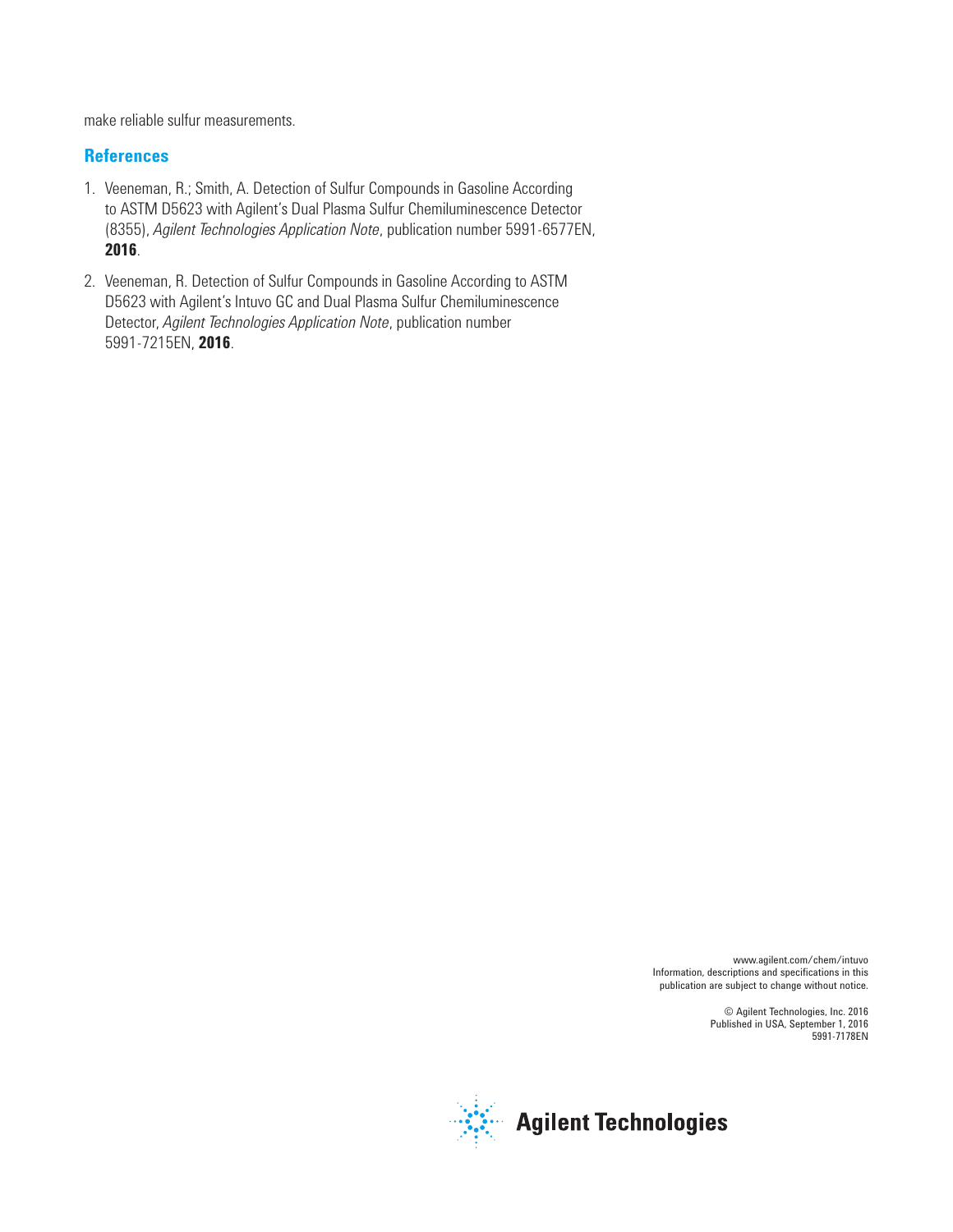make reliable sulfur measurements.

## References

1. Veeneman, R.; Smith, A. Detection of Sulfur Compounds in Gasoline According to ASTM D5623 with Agilent's Dual Plasma Sulfur Chemiluminescence Detector (8355), *Agilent Technologies Application Note*, publication number 5991-6577EN, **2016**.
2. Veeneman, R. Detection of Sulfur Compounds in Gasoline According to ASTM D5623 with Agilent's Intuvo GC and Dual Plasma Sulfur Chemiluminescence Detector, *Agilent Technologies Application Note*, publication number 5991-7215EN, **2016**.

www.agilent.com/chem/intuvo
Information, descriptions and specifications in this publication are subject to change without notice.

© Agilent Technologies, Inc. 2016
Published in USA, September 1, 2016
5991-7178EN

Agilent Technologies